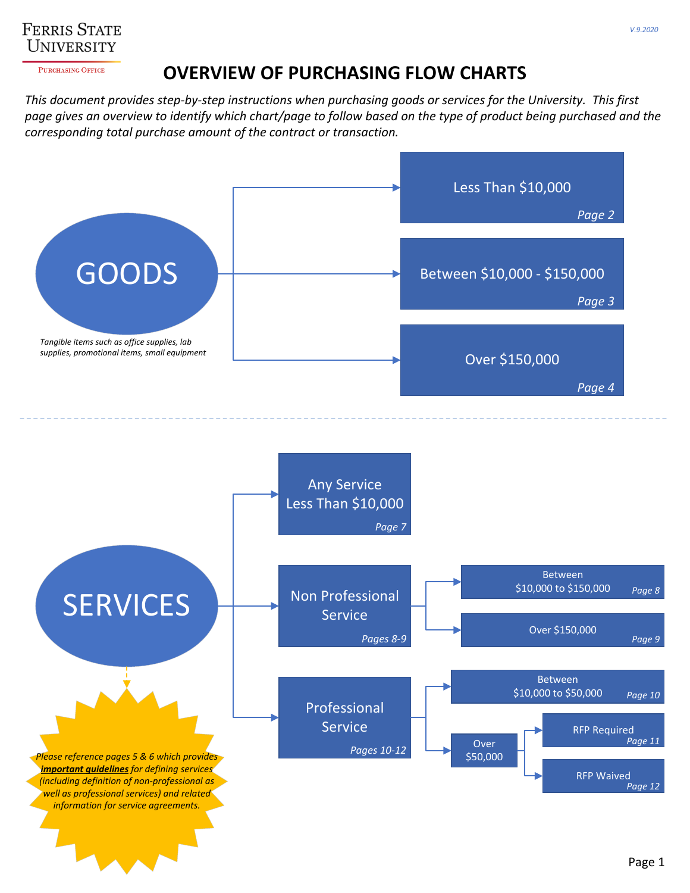Ferris State University

Purchasing Office

V.9.2020

# OVERVIEW OF PURCHASING FLOW CHARTS

*This document provides step-by-step instructions when purchasing goods or services for the University. This first page gives an overview to identify which chart/page to follow based on the type of product being purchased and the corresponding total purchase amount of the contract or transaction.*

## GOODS

*Tangible items such as office supplies, lab supplies, promotional items, small equipment*

- Less Than $10,000 — *Page 2*
- Between $10,000 - $150,000 — *Page 3*
- Over $150,000 — *Page 4*

## SERVICES

*Please reference pages 5 & 6 which provides **important guidelines** for defining services (including definition of non-professional as well as professional services) and related information for service agreements.*

- Any Service Less Than $10,000 — *Page 7*
- Non Professional Service — *Pages 8-9*
  - Between $10,000 to $150,000 — *Page 8*
  - Over $150,000 — *Page 9*
- Professional Service — *Pages 10-12*
  - Between $10,000 to $50,000 — *Page 10*
  - Over $50,000
    - RFP Required — *Page 11*
    - RFP Waived — *Page 12*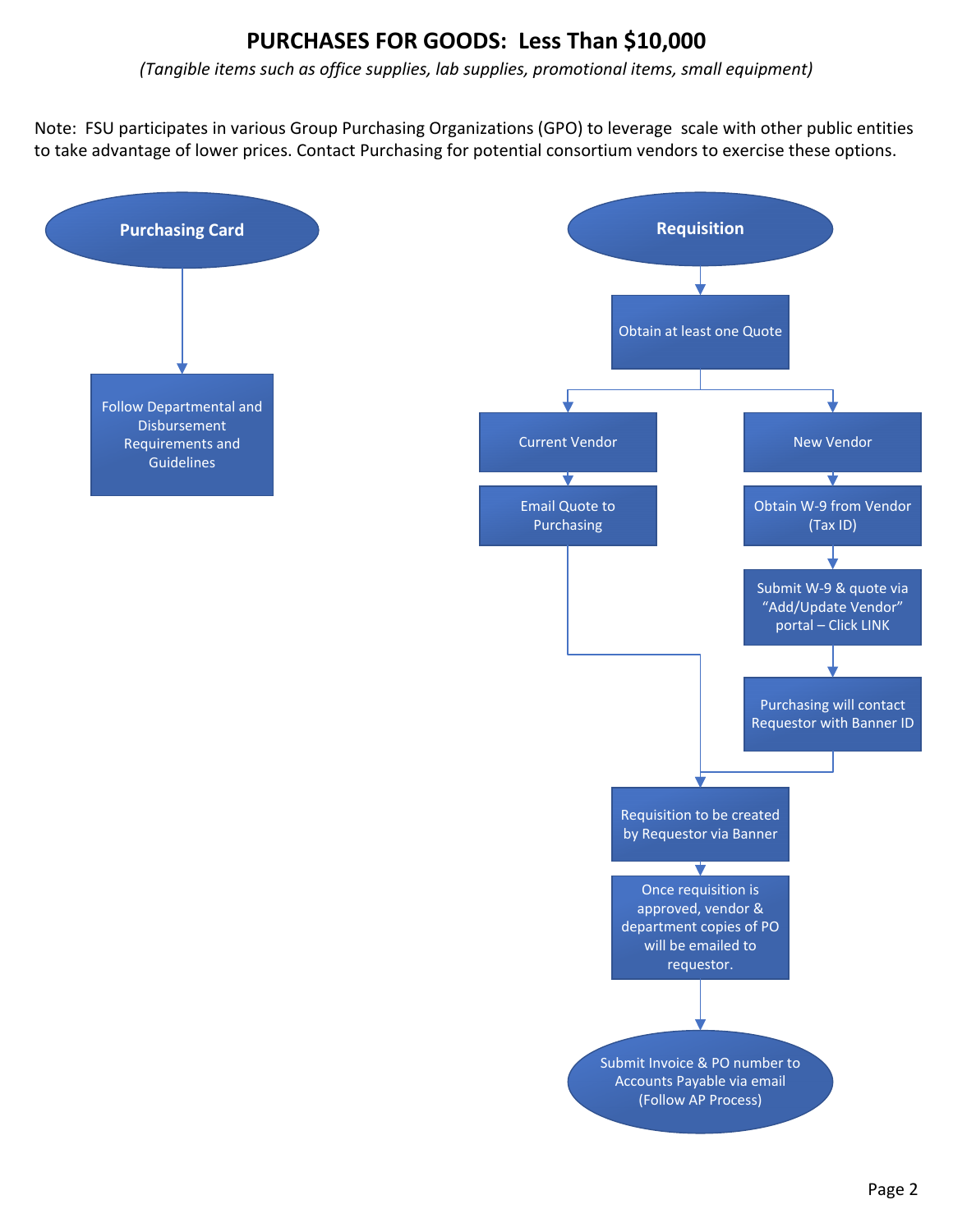# PURCHASES FOR GOODS: Less Than $10,000

*(Tangible items such as office supplies, lab supplies, promotional items, small equipment)*

Note: FSU participates in various Group Purchasing Organizations (GPO) to leverage scale with other public entities to take advantage of lower prices. Contact Purchasing for potential consortium vendors to exercise these options.

## Purchasing Card

- Follow Departmental and Disbursement Requirements and Guidelines

## Requisition

1. Obtain at least one Quote
   - **Current Vendor**
     - Email Quote to Purchasing
   - **New Vendor**
     - Obtain W-9 from Vendor (Tax ID)
     - Submit W-9 & quote via "Add/Update Vendor" portal – Click LINK
     - Purchasing will contact Requestor with Banner ID
2. Requisition to be created by Requestor via Banner
3. Once requisition is approved, vendor & department copies of PO will be emailed to requestor.
4. Submit Invoice & PO number to Accounts Payable via email (Follow AP Process)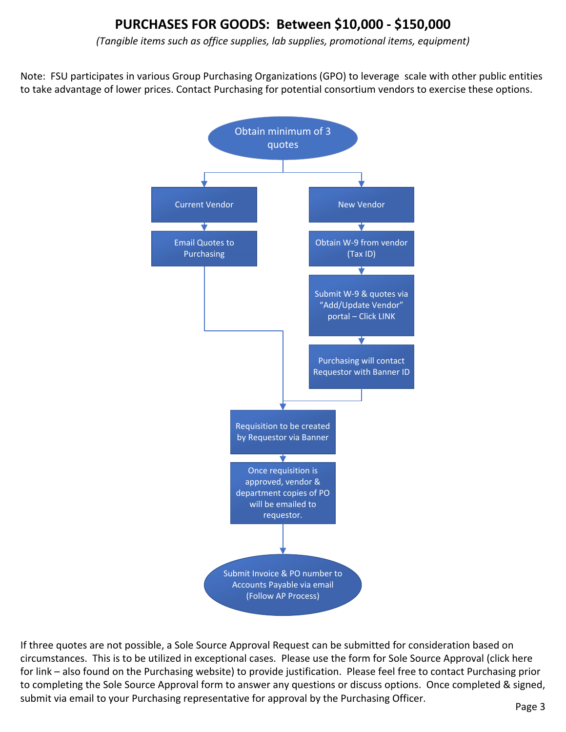# PURCHASES FOR GOODS: Between $10,000 - $150,000

*(Tangible items such as office supplies, lab supplies, promotional items, equipment)*

Note: FSU participates in various Group Purchasing Organizations (GPO) to leverage scale with other public entities to take advantage of lower prices. Contact Purchasing for potential consortium vendors to exercise these options.

- **Obtain minimum of 3 quotes**
  - **Current Vendor**
    - Email Quotes to Purchasing
  - **New Vendor**
    - Obtain W-9 from vendor (Tax ID)
    - Submit W-9 & quotes via "Add/Update Vendor" portal – Click LINK
    - Purchasing will contact Requestor with Banner ID
- Requisition to be created by Requestor via Banner
- Once requisition is approved, vendor & department copies of PO will be emailed to requestor.
- Submit Invoice & PO number to Accounts Payable via email (Follow AP Process)

If three quotes are not possible, a Sole Source Approval Request can be submitted for consideration based on circumstances. This is to be utilized in exceptional cases. Please use the form for Sole Source Approval (click here for link – also found on the Purchasing website) to provide justification. Please feel free to contact Purchasing prior to completing the Sole Source Approval form to answer any questions or discuss options. Once completed & signed, submit via email to your Purchasing representative for approval by the Purchasing Officer.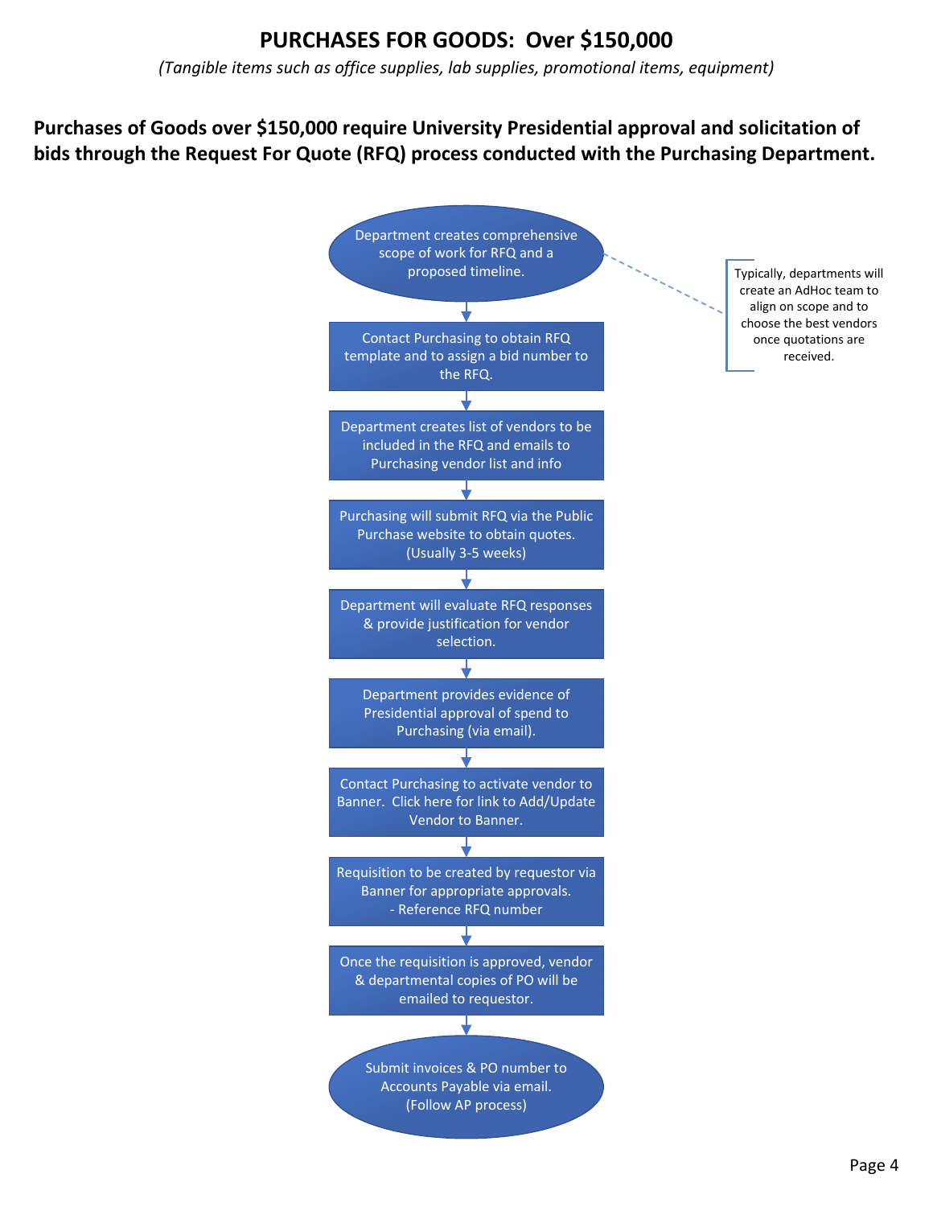# PURCHASES FOR GOODS: Over $150,000

*(Tangible items such as office supplies, lab supplies, promotional items, equipment)*

**Purchases of Goods over $150,000 require University Presidential approval and solicitation of bids through the Request For Quote (RFQ) process conducted with the Purchasing Department.**

1. Department creates comprehensive scope of work for RFQ and a proposed timeline.
   - *Typically, departments will create an AdHoc team to align on scope and to choose the best vendors once quotations are received.*
2. Contact Purchasing to obtain RFQ template and to assign a bid number to the RFQ.
3. Department creates list of vendors to be included in the RFQ and emails to Purchasing vendor list and info
4. Purchasing will submit RFQ via the Public Purchase website to obtain quotes. (Usually 3-5 weeks)
5. Department will evaluate RFQ responses & provide justification for vendor selection.
6. Department provides evidence of Presidential approval of spend to Purchasing (via email).
7. Contact Purchasing to activate vendor to Banner. Click here for link to Add/Update Vendor to Banner.
8. Requisition to be created by requestor via Banner for appropriate approvals.
   - Reference RFQ number
9. Once the requisition is approved, vendor & departmental copies of PO will be emailed to requestor.
10. Submit invoices & PO number to Accounts Payable via email. (Follow AP process)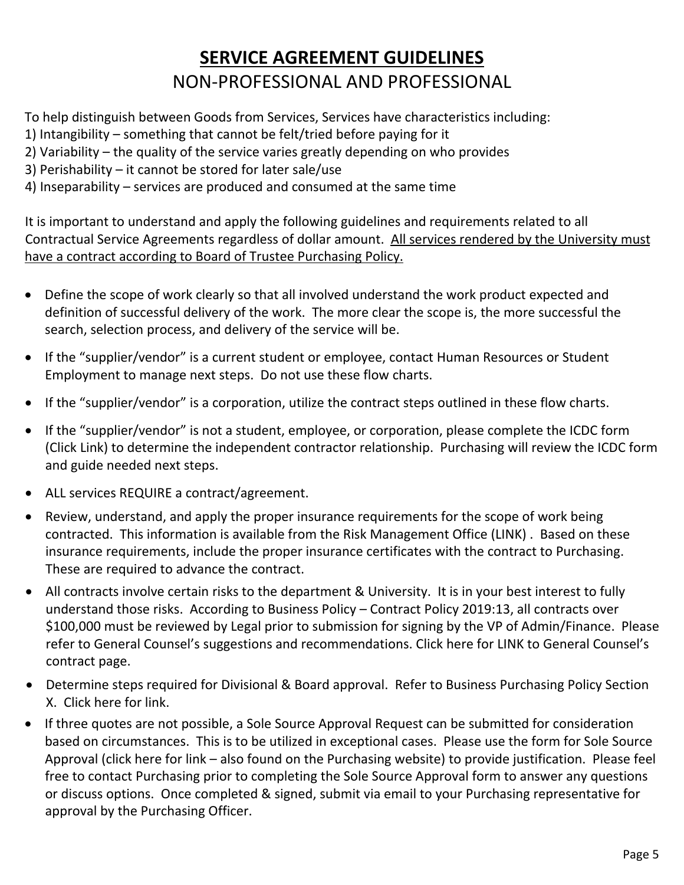# SERVICE AGREEMENT GUIDELINES

## NON-PROFESSIONAL AND PROFESSIONAL

To help distinguish between Goods from Services, Services have characteristics including:
1) Intangibility – something that cannot be felt/tried before paying for it
2) Variability – the quality of the service varies greatly depending on who provides
3) Perishability – it cannot be stored for later sale/use
4) Inseparability – services are produced and consumed at the same time

It is important to understand and apply the following guidelines and requirements related to all Contractual Service Agreements regardless of dollar amount. <u>All services rendered by the University must have a contract according to Board of Trustee Purchasing Policy.</u>

- Define the scope of work clearly so that all involved understand the work product expected and definition of successful delivery of the work. The more clear the scope is, the more successful the search, selection process, and delivery of the service will be.
- If the "supplier/vendor" is a current student or employee, contact Human Resources or Student Employment to manage next steps. Do not use these flow charts.
- If the "supplier/vendor" is a corporation, utilize the contract steps outlined in these flow charts.
- If the "supplier/vendor" is not a student, employee, or corporation, please complete the ICDC form (Click Link) to determine the independent contractor relationship. Purchasing will review the ICDC form and guide needed next steps.
- ALL services REQUIRE a contract/agreement.
- Review, understand, and apply the proper insurance requirements for the scope of work being contracted. This information is available from the Risk Management Office (LINK) . Based on these insurance requirements, include the proper insurance certificates with the contract to Purchasing. These are required to advance the contract.
- All contracts involve certain risks to the department & University. It is in your best interest to fully understand those risks. According to Business Policy – Contract Policy 2019:13, all contracts over $100,000 must be reviewed by Legal prior to submission for signing by the VP of Admin/Finance. Please refer to General Counsel's suggestions and recommendations. Click here for LINK to General Counsel's contract page.
- Determine steps required for Divisional & Board approval. Refer to Business Purchasing Policy Section X. Click here for link.
- If three quotes are not possible, a Sole Source Approval Request can be submitted for consideration based on circumstances. This is to be utilized in exceptional cases. Please use the form for Sole Source Approval (click here for link – also found on the Purchasing website) to provide justification. Please feel free to contact Purchasing prior to completing the Sole Source Approval form to answer any questions or discuss options. Once completed & signed, submit via email to your Purchasing representative for approval by the Purchasing Officer.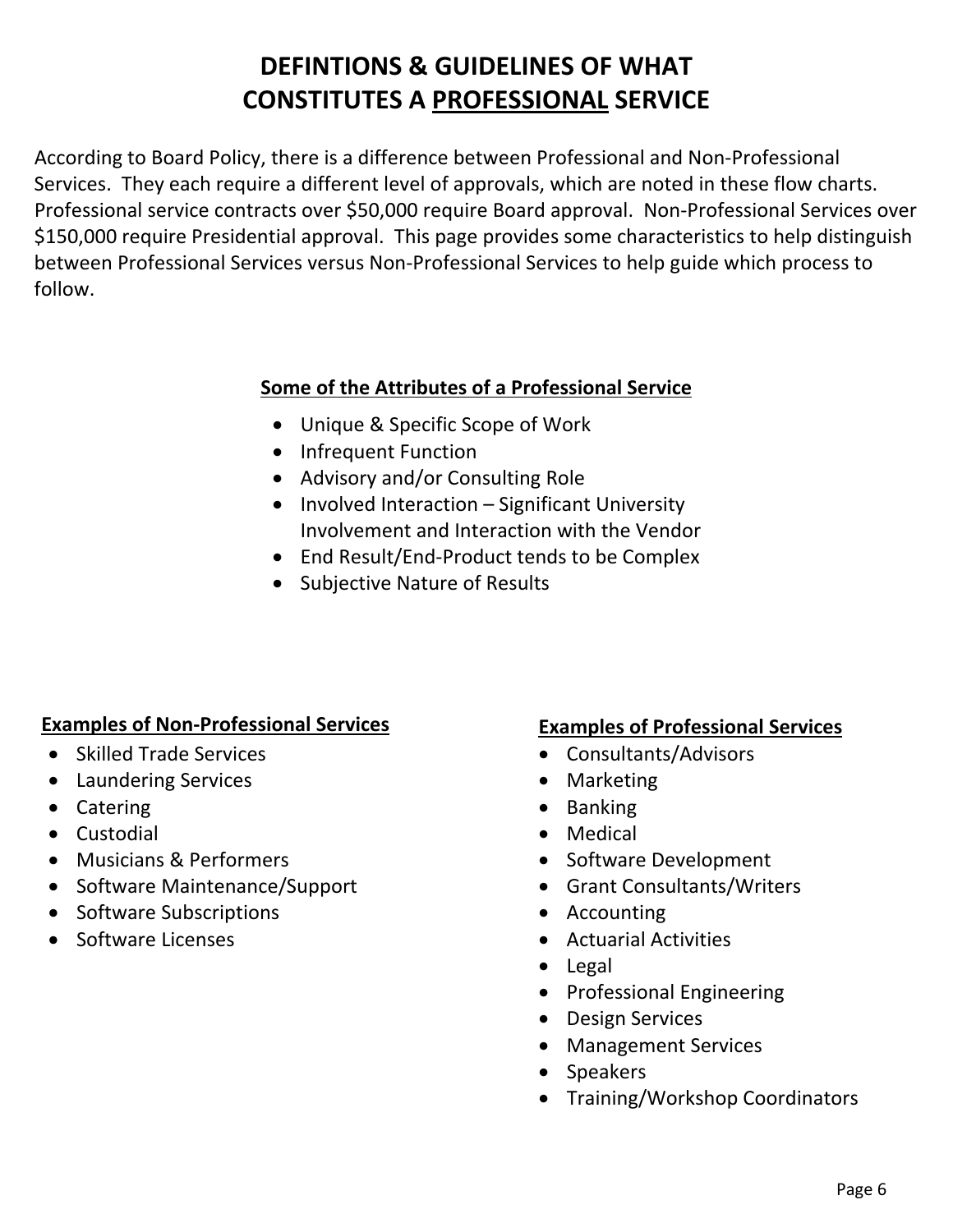# DEFINTIONS & GUIDELINES OF WHAT CONSTITUTES A PROFESSIONAL SERVICE

According to Board Policy, there is a difference between Professional and Non-Professional Services. They each require a different level of approvals, which are noted in these flow charts. Professional service contracts over $50,000 require Board approval. Non-Professional Services over $150,000 require Presidential approval. This page provides some characteristics to help distinguish between Professional Services versus Non-Professional Services to help guide which process to follow.

### Some of the Attributes of a Professional Service

- Unique & Specific Scope of Work
- Infrequent Function
- Advisory and/or Consulting Role
- Involved Interaction – Significant University Involvement and Interaction with the Vendor
- End Result/End-Product tends to be Complex
- Subjective Nature of Results

### Examples of Non-Professional Services

- Skilled Trade Services
- Laundering Services
- Catering
- Custodial
- Musicians & Performers
- Software Maintenance/Support
- Software Subscriptions
- Software Licenses

### Examples of Professional Services

- Consultants/Advisors
- Marketing
- Banking
- Medical
- Software Development
- Grant Consultants/Writers
- Accounting
- Actuarial Activities
- Legal
- Professional Engineering
- Design Services
- Management Services
- Speakers
- Training/Workshop Coordinators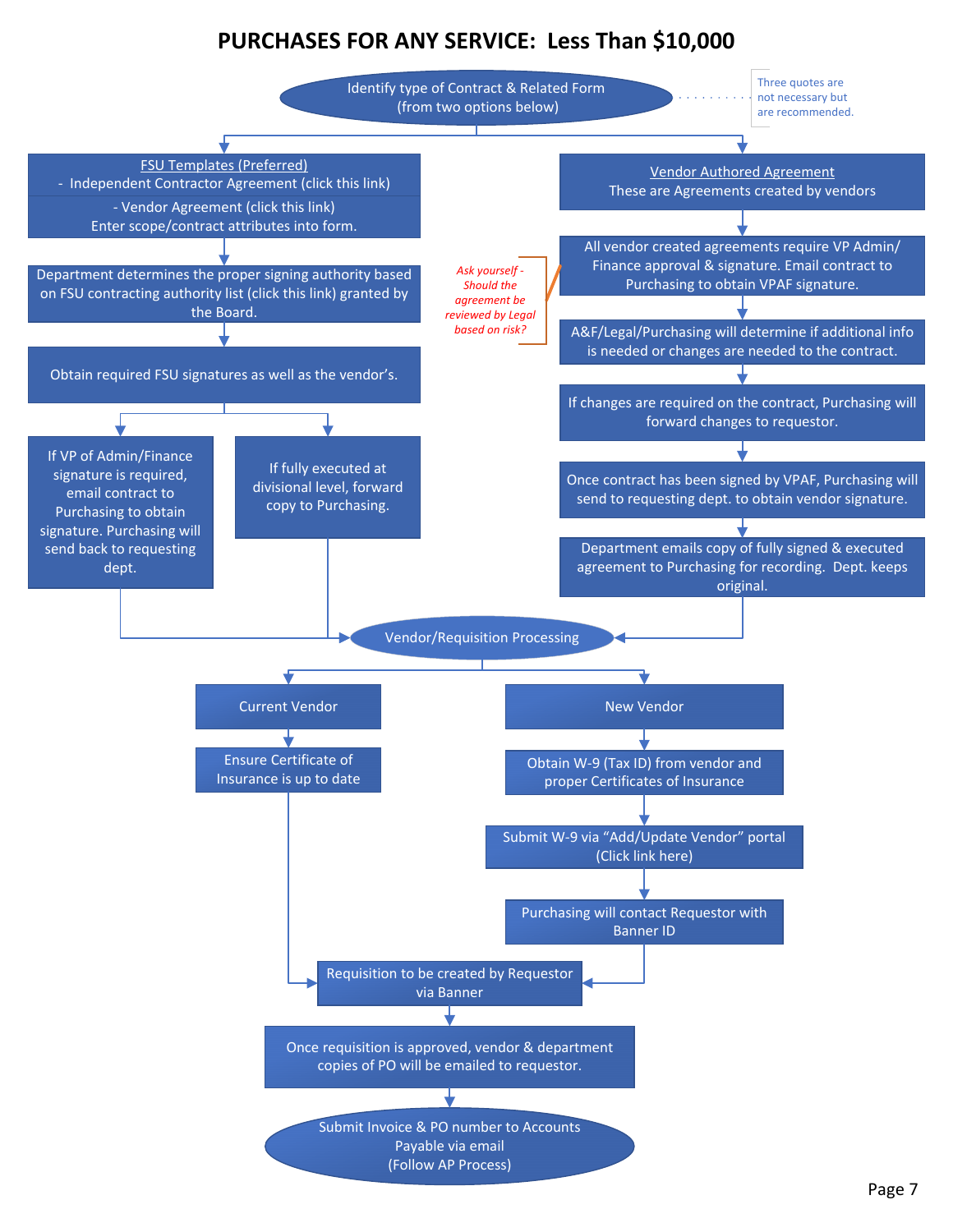# PURCHASES FOR ANY SERVICE: Less Than $10,000

**Identify type of Contract & Related Form** (from two options below)

*Three quotes are not necessary but are recommended.*

## FSU Templates (Preferred)

- Independent Contractor Agreement (click this link)
- Vendor Agreement (click this link)

Enter scope/contract attributes into form.

1. Department determines the proper signing authority based on FSU contracting authority list (click this link) granted by the Board.
2. Obtain required FSU signatures as well as the vendor's.
3. Then either:
   - If VP of Admin/Finance signature is required, email contract to Purchasing to obtain signature. Purchasing will send back to requesting dept.
   - If fully executed at divisional level, forward copy to Purchasing.
4. Proceed to Vendor/Requisition Processing.

## Vendor Authored Agreement

These are Agreements created by vendors

1. All vendor created agreements require VP Admin/ Finance approval & signature. Email contract to Purchasing to obtain VPAF signature.

   *Ask yourself - Should the agreement be reviewed by Legal based on risk?*

2. A&F/Legal/Purchasing will determine if additional info is needed or changes are needed to the contract.
3. If changes are required on the contract, Purchasing will forward changes to requestor.
4. Once contract has been signed by VPAF, Purchasing will send to requesting dept. to obtain vendor signature.
5. Department emails copy of fully signed & executed agreement to Purchasing for recording. Dept. keeps original.
6. Proceed to Vendor/Requisition Processing.

## Vendor/Requisition Processing

**Current Vendor**

- Ensure Certificate of Insurance is up to date

**New Vendor**

1. Obtain W-9 (Tax ID) from vendor and proper Certificates of Insurance
2. Submit W-9 via "Add/Update Vendor" portal (Click link here)
3. Purchasing will contact Requestor with Banner ID

**Both paths:**

1. Requisition to be created by Requestor via Banner
2. Once requisition is approved, vendor & department copies of PO will be emailed to requestor.
3. Submit Invoice & PO number to Accounts Payable via email (Follow AP Process)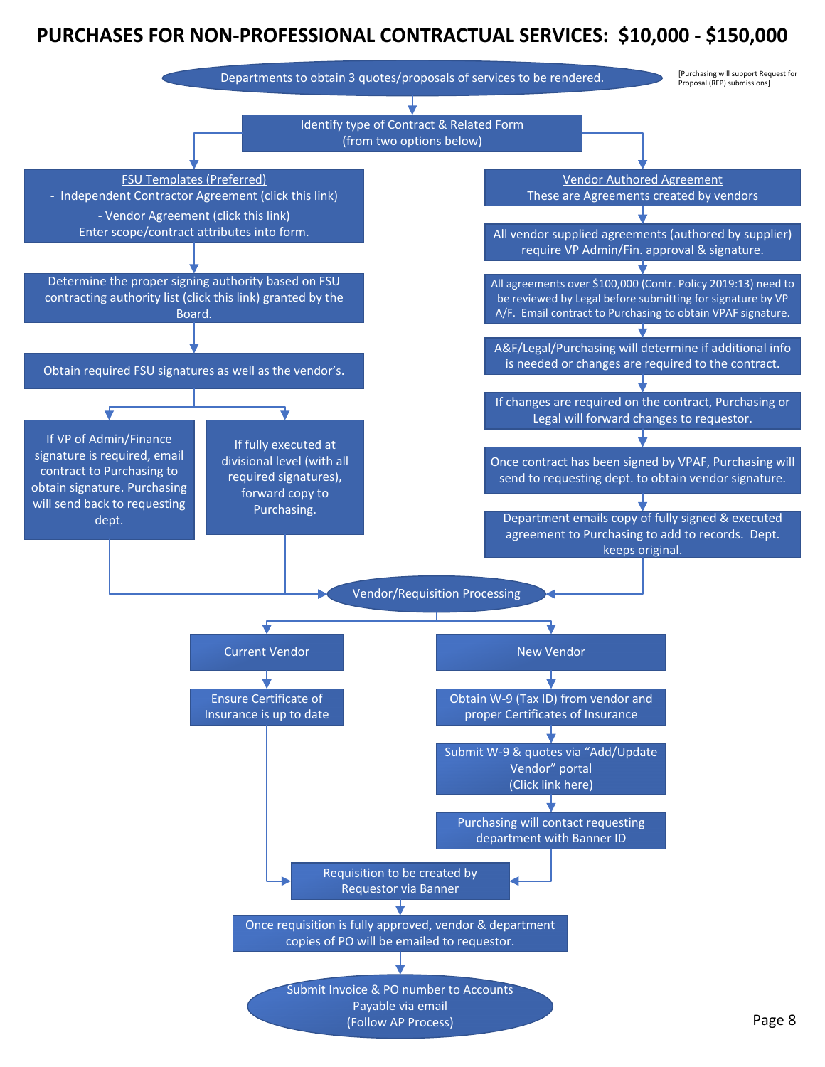# PURCHASES FOR NON-PROFESSIONAL CONTRACTUAL SERVICES: $10,000 - $150,000

Departments to obtain 3 quotes/proposals of services to be rendered.

[Purchasing will support Request for Proposal (RFP) submissions]

Identify type of Contract & Related Form (from two options below)

**FSU Templates (Preferred)**

- Independent Contractor Agreement (click this link)
- Vendor Agreement (click this link)

Enter scope/contract attributes into form.

Determine the proper signing authority based on FSU contracting authority list (click this link) granted by the Board.

Obtain required FSU signatures as well as the vendor's.

- If VP of Admin/Finance signature is required, email contract to Purchasing to obtain signature. Purchasing will send back to requesting dept.
- If fully executed at divisional level (with all required signatures), forward copy to Purchasing.

**Vendor Authored Agreement**

These are Agreements created by vendors

All vendor supplied agreements (authored by supplier) require VP Admin/Fin. approval & signature.

All agreements over $100,000 (Contr. Policy 2019:13) need to be reviewed by Legal before submitting for signature by VP A/F. Email contract to Purchasing to obtain VPAF signature.

A&F/Legal/Purchasing will determine if additional info is needed or changes are required to the contract.

If changes are required on the contract, Purchasing or Legal will forward changes to requestor.

Once contract has been signed by VPAF, Purchasing will send to requesting dept. to obtain vendor signature.

Department emails copy of fully signed & executed agreement to Purchasing to add to records. Dept. keeps original.

**Vendor/Requisition Processing**

- **Current Vendor**
  - Ensure Certificate of Insurance is up to date
- **New Vendor**
  - Obtain W-9 (Tax ID) from vendor and proper Certificates of Insurance
  - Submit W-9 & quotes via "Add/Update Vendor" portal (Click link here)
  - Purchasing will contact requesting department with Banner ID

Requisition to be created by Requestor via Banner

Once requisition is fully approved, vendor & department copies of PO will be emailed to requestor.

Submit Invoice & PO number to Accounts Payable via email (Follow AP Process)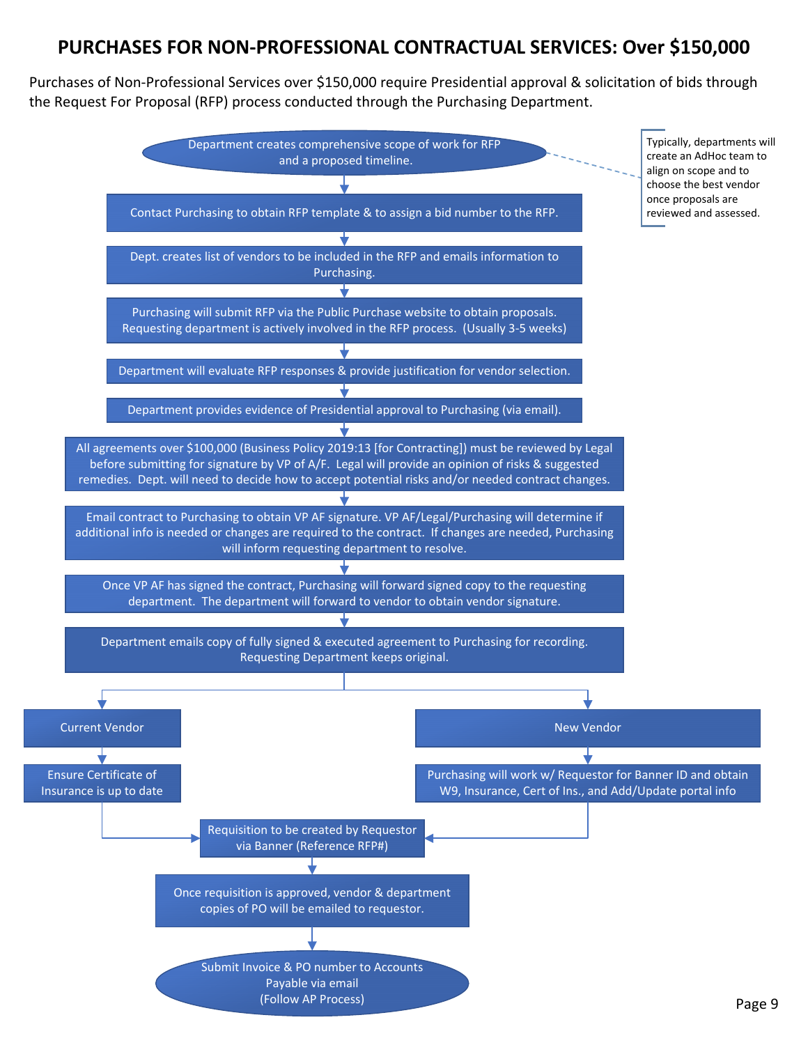# PURCHASES FOR NON-PROFESSIONAL CONTRACTUAL SERVICES: Over $150,000

Purchases of Non-Professional Services over $150,000 require Presidential approval & solicitation of bids through the Request For Proposal (RFP) process conducted through the Purchasing Department.

1. Department creates comprehensive scope of work for RFP and a proposed timeline.
   - *Note:* Typically, departments will create an AdHoc team to align on scope and to choose the best vendor once proposals are reviewed and assessed.
2. Contact Purchasing to obtain RFP template & to assign a bid number to the RFP.
3. Dept. creates list of vendors to be included in the RFP and emails information to Purchasing.
4. Purchasing will submit RFP via the Public Purchase website to obtain proposals. Requesting department is actively involved in the RFP process. (Usually 3-5 weeks)
5. Department will evaluate RFP responses & provide justification for vendor selection.
6. Department provides evidence of Presidential approval to Purchasing (via email).
7. All agreements over $100,000 (Business Policy 2019:13 [for Contracting]) must be reviewed by Legal before submitting for signature by VP of A/F. Legal will provide an opinion of risks & suggested remedies. Dept. will need to decide how to accept potential risks and/or needed contract changes.
8. Email contract to Purchasing to obtain VP AF signature. VP AF/Legal/Purchasing will determine if additional info is needed or changes are required to the contract. If changes are needed, Purchasing will inform requesting department to resolve.
9. Once VP AF has signed the contract, Purchasing will forward signed copy to the requesting department. The department will forward to vendor to obtain vendor signature.
10. Department emails copy of fully signed & executed agreement to Purchasing for recording. Requesting Department keeps original.
11. Vendor type:
    - **Current Vendor** → Ensure Certificate of Insurance is up to date
    - **New Vendor** → Purchasing will work w/ Requestor for Banner ID and obtain W9, Insurance, Cert of Ins., and Add/Update portal info
12. Requisition to be created by Requestor via Banner (Reference RFP#)
13. Once requisition is approved, vendor & department copies of PO will be emailed to requestor.
14. Submit Invoice & PO number to Accounts Payable via email (Follow AP Process)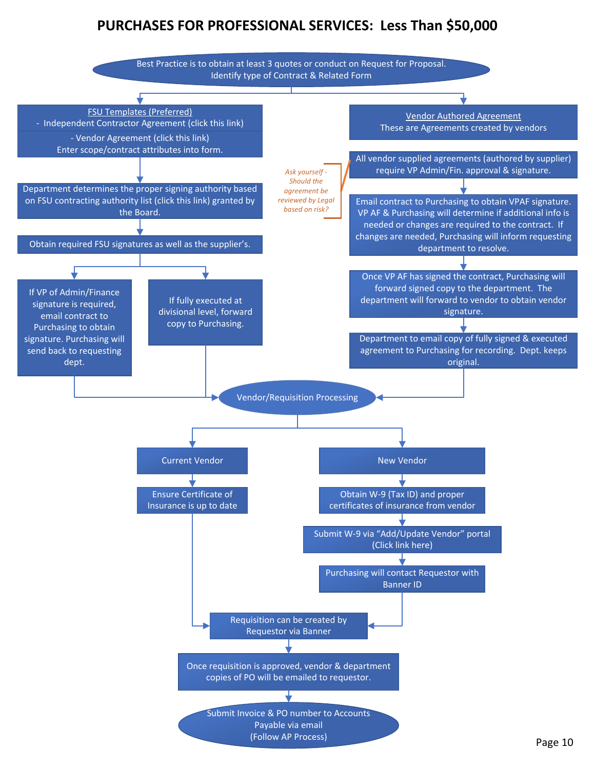# PURCHASES FOR PROFESSIONAL SERVICES: Less Than $50,000

Best Practice is to obtain at least 3 quotes or conduct on Request for Proposal. Identify type of Contract & Related Form

## FSU Templates (Preferred)

- Independent Contractor Agreement (click this link)
- Vendor Agreement (click this link)

Enter scope/contract attributes into form.

Department determines the proper signing authority based on FSU contracting authority list (click this link) granted by the Board.

Obtain required FSU signatures as well as the supplier's.

- If VP of Admin/Finance signature is required, email contract to Purchasing to obtain signature. Purchasing will send back to requesting dept.
- If fully executed at divisional level, forward copy to Purchasing.

## Vendor Authored Agreement

These are Agreements created by vendors

All vendor supplied agreements (authored by supplier) require VP Admin/Fin. approval & signature.

*Ask yourself - Should the agreement be reviewed by Legal based on risk?*

Email contract to Purchasing to obtain VPAF signature. VP AF & Purchasing will determine if additional info is needed or changes are required to the contract. If changes are needed, Purchasing will inform requesting department to resolve.

Once VP AF has signed the contract, Purchasing will forward signed copy to the department. The department will forward to vendor to obtain vendor signature.

Department to email copy of fully signed & executed agreement to Purchasing for recording. Dept. keeps original.

## Vendor/Requisition Processing

### Current Vendor

Ensure Certificate of Insurance is up to date

### New Vendor

Obtain W-9 (Tax ID) and proper certificates of insurance from vendor

Submit W-9 via "Add/Update Vendor" portal (Click link here)

Purchasing will contact Requestor with Banner ID

---

Requisition can be created by Requestor via Banner

Once requisition is approved, vendor & department copies of PO will be emailed to requestor.

Submit Invoice & PO number to Accounts Payable via email (Follow AP Process)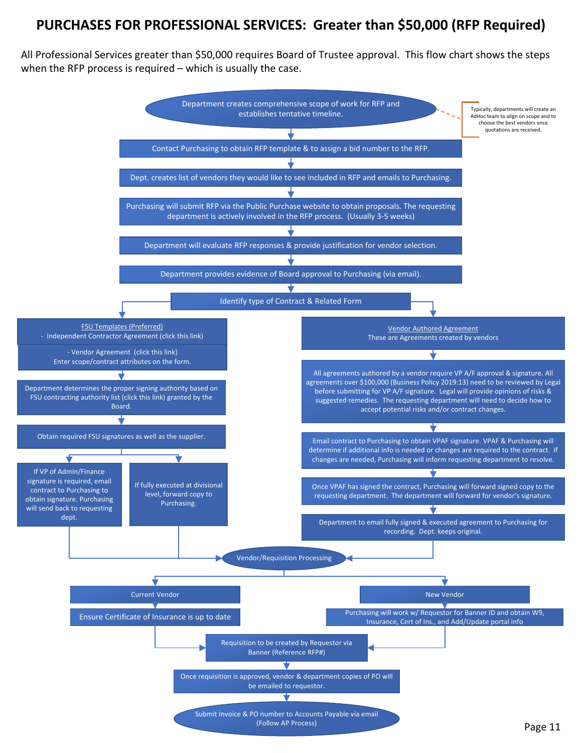# PURCHASES FOR PROFESSIONAL SERVICES: Greater than $50,000 (RFP Required)

All Professional Services greater than $50,000 requires Board of Trustee approval. This flow chart shows the steps when the RFP process is required – which is usually the case.

1. Department creates comprehensive scope of work for RFP and establishes tentative timeline.
   - *Note:* Typically, departments will create an AdHoc team to align on scope and to choose the best vendors once quotations are received.
2. Contact Purchasing to obtain RFP template & to assign a bid number to the RFP.
3. Dept. creates list of vendors they would like to see included in RFP and emails to Purchasing.
4. Purchasing will submit RFP via the Public Purchase website to obtain proposals. The requesting department is actively involved in the RFP process. (Usually 3-5 weeks)
5. Department will evaluate RFP responses & provide justification for vendor selection.
6. Department provides evidence of Board approval to Purchasing (via email).
7. Identify type of Contract & Related Form

**FSU Templates (Preferred)**

- Independent Contractor Agreement (click this link)
- Vendor Agreement (click this link)

Enter scope/contract attributes on the form.

1. Department determines the proper signing authority based on FSU contracting authority list (click this link) granted by the Board.
2. Obtain required FSU signatures as well as the supplier.
   - If VP of Admin/Finance signature is required, email contract to Purchasing to obtain signature. Purchasing will send back to requesting dept.
   - If fully executed at divisional level, forward copy to Purchasing.
3. Proceed to Vendor/Requisition Processing.

**Vendor Authored Agreement**

These are Agreements created by vendors

1. All agreements authored by a vendor require VP A/F approval & signature. All agreements over $100,000 (Business Policy 2019:13) need to be reviewed by Legal before submitting for VP A/F signature. Legal will provide opinions of risks & suggested remedies. The requesting department will need to decide how to accept potential risks and/or contract changes.
2. Email contract to Purchasing to obtain VPAF signature. VPAF & Purchasing will determine if additional info is needed or changes are required to the contract. If changes are needed, Purchasing will inform requesting department to resolve.
3. Once VPAF has signed the contract, Purchasing will forward signed copy to the requesting department. The department will forward for vendor's signature.
4. Department to email fully signed & executed agreement to Purchasing for recording. Dept. keeps original.
5. Proceed to Vendor/Requisition Processing.

**Vendor/Requisition Processing**

- Current Vendor: Ensure Certificate of Insurance is up to date
- New Vendor: Purchasing will work w/ Requestor for Banner ID and obtain W9, Insurance, Cert of Ins., and Add/Update portal info

1. Requisition to be created by Requestor via Banner (Reference RFP#)
2. Once requisition is approved, vendor & department copies of PO will be emailed to requestor.
3. Submit Invoice & PO number to Accounts Payable via email (Follow AP Process)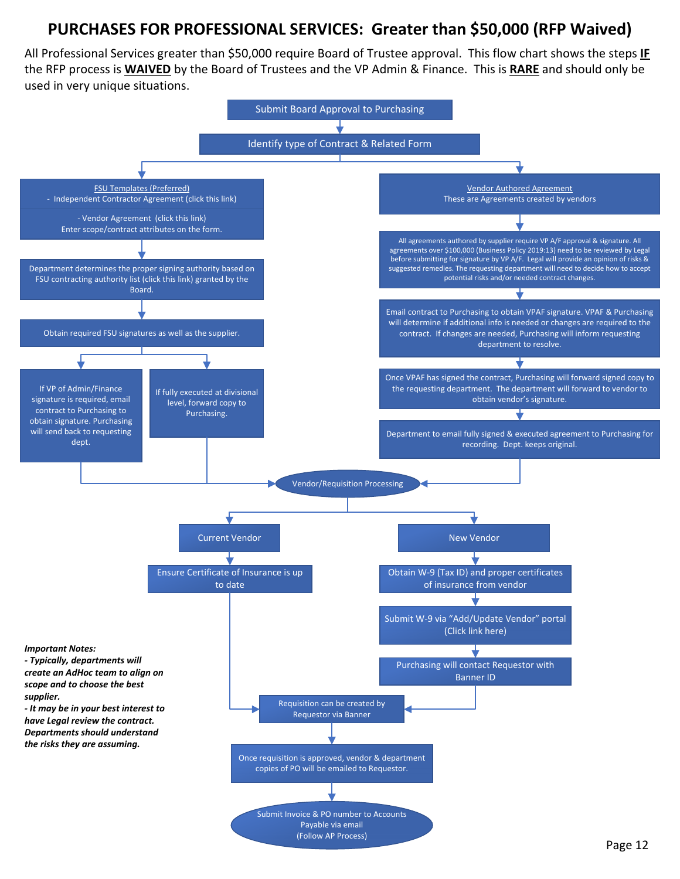# PURCHASES FOR PROFESSIONAL SERVICES: Greater than $50,000 (RFP Waived)

All Professional Services greater than $50,000 require Board of Trustee approval. This flow chart shows the steps **IF** the RFP process is **WAIVED** by the Board of Trustees and the VP Admin & Finance. This is **RARE** and should only be used in very unique situations.

Submit Board Approval to Purchasing

Identify type of Contract & Related Form

FSU Templates (Preferred)
- Independent Contractor Agreement (click this link)

- Vendor Agreement (click this link)
Enter scope/contract attributes on the form.

Department determines the proper signing authority based on FSU contracting authority list (click this link) granted by the Board.

Obtain required FSU signatures as well as the supplier.

If VP of Admin/Finance signature is required, email contract to Purchasing to obtain signature. Purchasing will send back to requesting dept.

If fully executed at divisional level, forward copy to Purchasing.

Vendor Authored Agreement
These are Agreements created by vendors

All agreements authored by supplier require VP A/F approval & signature. All agreements over $100,000 (Business Policy 2019:13) need to be reviewed by Legal before submitting for signature by VP A/F. Legal will provide an opinion of risks & suggested remedies. The requesting department will need to decide how to accept potential risks and/or needed contract changes.

Email contract to Purchasing to obtain VPAF signature. VPAF & Purchasing will determine if additional info is needed or changes are required to the contract. If changes are needed, Purchasing will inform requesting department to resolve.

Once VPAF has signed the contract, Purchasing will forward signed copy to the requesting department. The department will forward to vendor to obtain vendor's signature.

Department to email fully signed & executed agreement to Purchasing for recording. Dept. keeps original.

Vendor/Requisition Processing

Current Vendor

Ensure Certificate of Insurance is up to date

New Vendor

Obtain W-9 (Tax ID) and proper certificates of insurance from vendor

Submit W-9 via "Add/Update Vendor" portal (Click link here)

Purchasing will contact Requestor with Banner ID

Requisition can be created by Requestor via Banner

Once requisition is approved, vendor & department copies of PO will be emailed to Requestor.

Submit Invoice & PO number to Accounts Payable via email
(Follow AP Process)

***Important Notes:***
***- Typically, departments will create an AdHoc team to align on scope and to choose the best supplier.***
***- It may be in your best interest to have Legal review the contract. Departments should understand the risks they are assuming.***